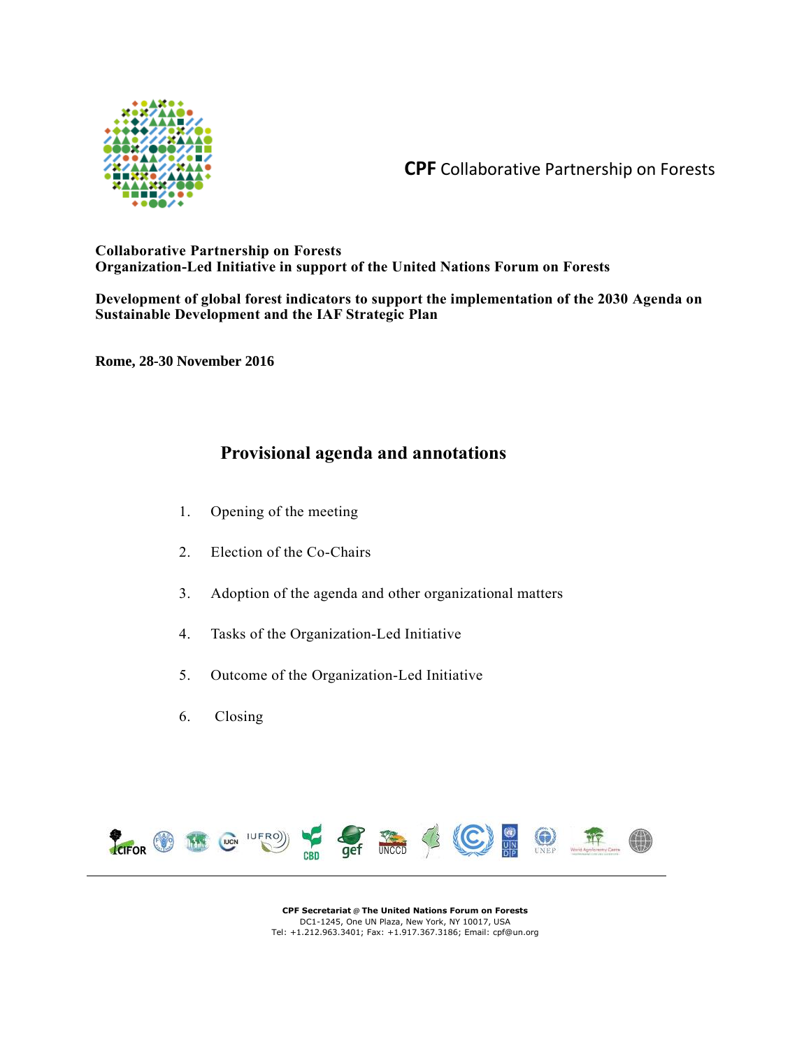**CPF** Collaborative Partnership on Forests

**Collaborative Partnership on Forests**
**Organization-Led Initiative in support of the United Nations Forum on Forests**

**Development of global forest indicators to support the implementation of the 2030 Agenda on Sustainable Development and the IAF Strategic Plan**

**Rome, 28-30 November 2016**

# Provisional agenda and annotations

1. Opening of the meeting
2. Election of the Co-Chairs
3. Adoption of the agenda and other organizational matters
4. Tasks of the Organization-Led Initiative
5. Outcome of the Organization-Led Initiative
6. Closing

**CPF Secretariat @ The United Nations Forum on Forests**
DC1-1245, One UN Plaza, New York, NY 10017, USA
Tel: +1.212.963.3401; Fax: +1.917.367.3186; Email: cpf@un.org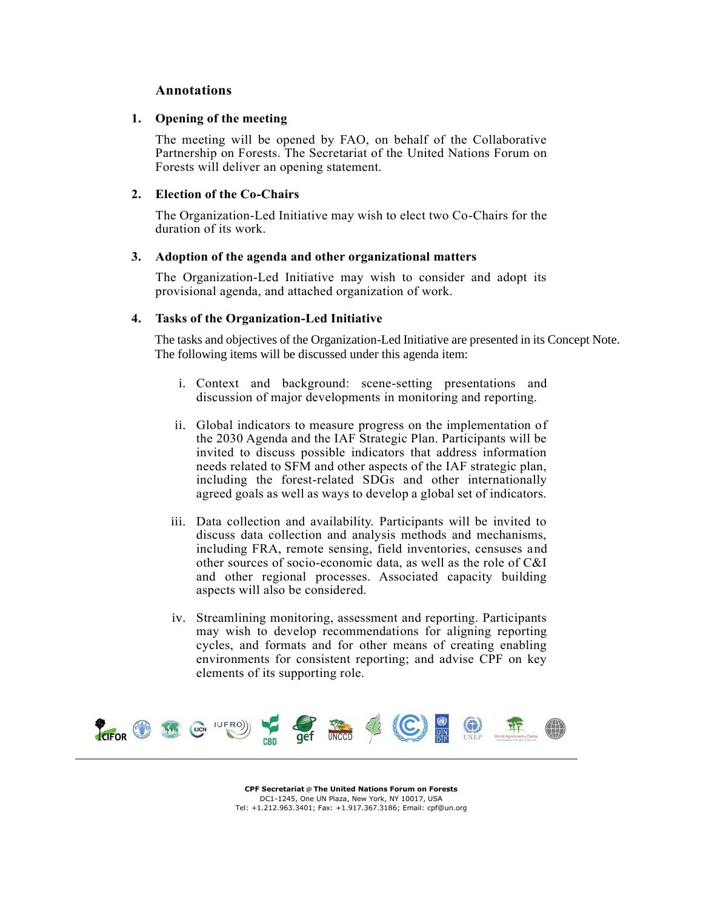## Annotations

### 1. Opening of the meeting

The meeting will be opened by FAO, on behalf of the Collaborative Partnership on Forests. The Secretariat of the United Nations Forum on Forests will deliver an opening statement.

### 2. Election of the Co-Chairs

The Organization-Led Initiative may wish to elect two Co-Chairs for the duration of its work.

### 3. Adoption of the agenda and other organizational matters

The Organization-Led Initiative may wish to consider and adopt its provisional agenda, and attached organization of work.

### 4. Tasks of the Organization-Led Initiative

The tasks and objectives of the Organization-Led Initiative are presented in its Concept Note. The following items will be discussed under this agenda item:

i. Context and background: scene-setting presentations and discussion of major developments in monitoring and reporting.

ii. Global indicators to measure progress on the implementation of the 2030 Agenda and the IAF Strategic Plan. Participants will be invited to discuss possible indicators that address information needs related to SFM and other aspects of the IAF strategic plan, including the forest-related SDGs and other internationally agreed goals as well as ways to develop a global set of indicators.

iii. Data collection and availability. Participants will be invited to discuss data collection and analysis methods and mechanisms, including FRA, remote sensing, field inventories, censuses and other sources of socio-economic data, as well as the role of C&I and other regional processes. Associated capacity building aspects will also be considered.

iv. Streamlining monitoring, assessment and reporting. Participants may wish to develop recommendations for aligning reporting cycles, and formats and for other means of creating enabling environments for consistent reporting; and advise CPF on key elements of its supporting role.

**CPF Secretariat @ The United Nations Forum on Forests**
DC1-1245, One UN Plaza, New York, NY 10017, USA
Tel: +1.212.963.3401; Fax: +1.917.367.3186; Email: cpf@un.org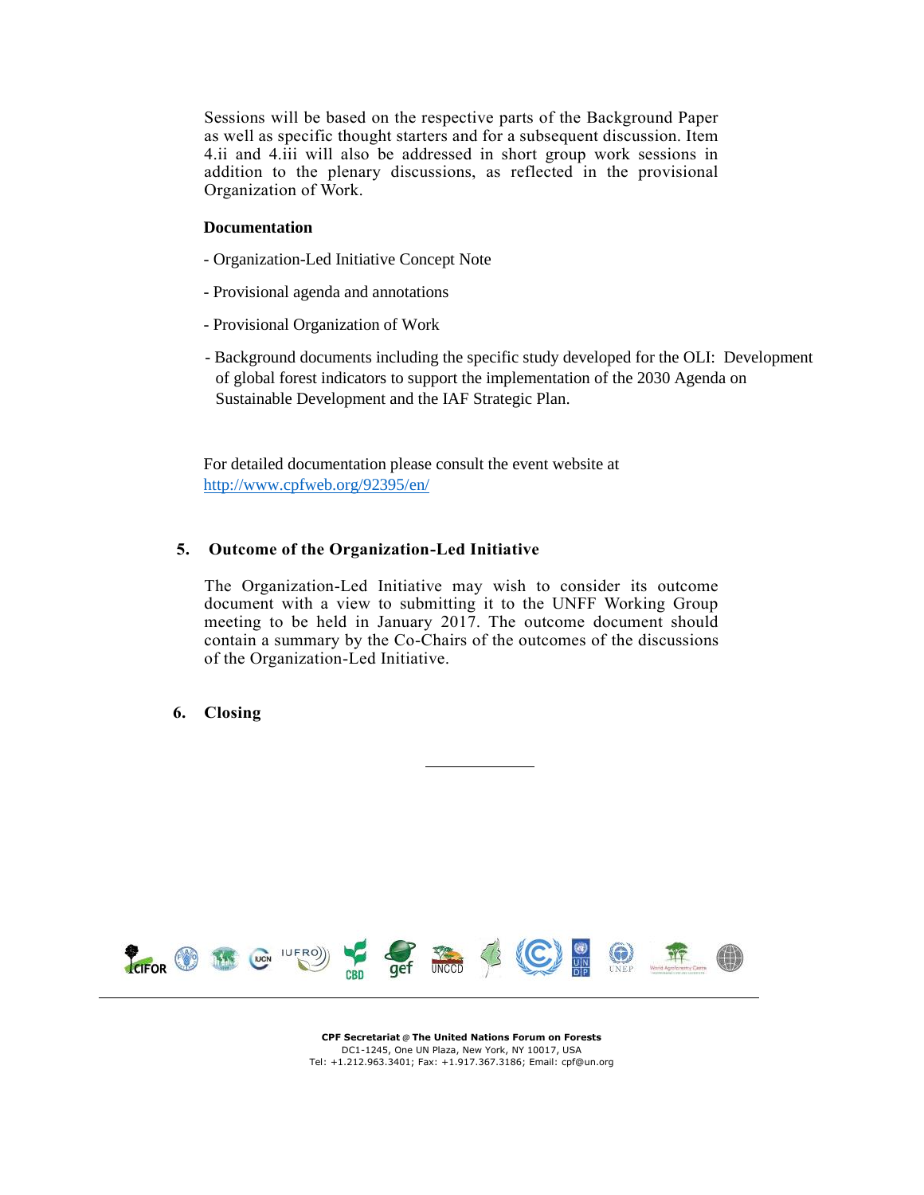Sessions will be based on the respective parts of the Background Paper as well as specific thought starters and for a subsequent discussion. Item 4.ii and 4.iii will also be addressed in short group work sessions in addition to the plenary discussions, as reflected in the provisional Organization of Work.

**Documentation**

- Organization-Led Initiative Concept Note
- Provisional agenda and annotations
- Provisional Organization of Work
- Background documents including the specific study developed for the OLI: Development of global forest indicators to support the implementation of the 2030 Agenda on Sustainable Development and the IAF Strategic Plan.

For detailed documentation please consult the event website at http://www.cpfweb.org/92395/en/

## 5. Outcome of the Organization-Led Initiative

The Organization-Led Initiative may wish to consider its outcome document with a view to submitting it to the UNFF Working Group meeting to be held in January 2017. The outcome document should contain a summary by the Co-Chairs of the outcomes of the discussions of the Organization-Led Initiative.

## 6. Closing

CIFOR IUCN IUFRO CBD gef UNCCD UNDP UNEP World Agroforestry Centre

**CPF Secretariat @ The United Nations Forum on Forests**
DC1-1245, One UN Plaza, New York, NY 10017, USA
Tel: +1.212.963.3401; Fax: +1.917.367.3186; Email: cpf@un.org